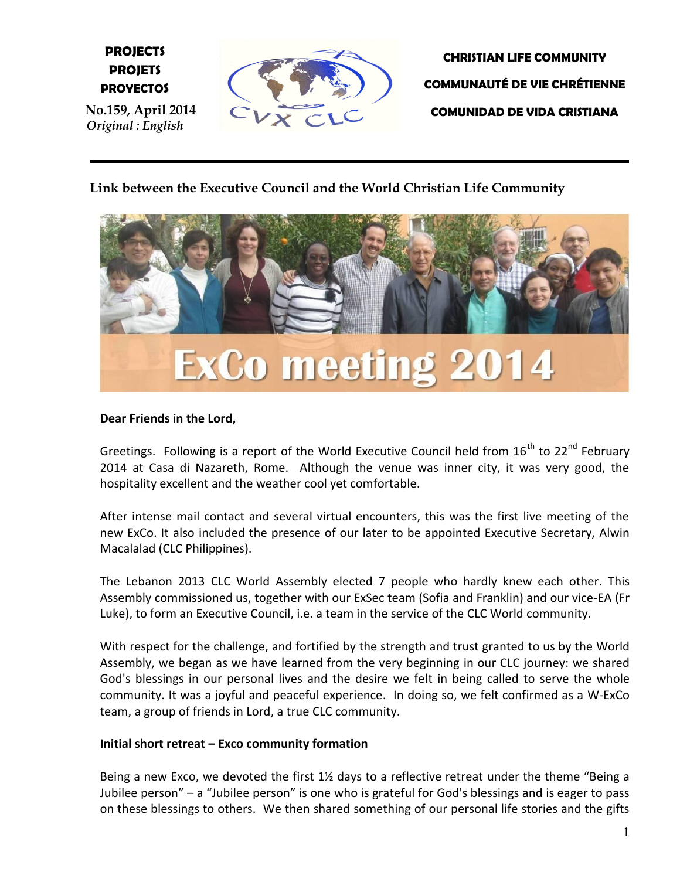**PROJECTS**
**PROJETS**
**PROYECTOS**

No.159, April 2014
*Original : English*

**CHRISTIAN LIFE COMMUNITY**
**COMMUNAUTÉ DE VIE CHRÉTIENNE**
**COMUNIDAD DE VIDA CRISTIANA**

---

## Link between the Executive Council and the World Christian Life Community

ExCo meeting 2014

**Dear Friends in the Lord,**

Greetings. Following is a report of the World Executive Council held from 16th to 22nd February 2014 at Casa di Nazareth, Rome. Although the venue was inner city, it was very good, the hospitality excellent and the weather cool yet comfortable.

After intense mail contact and several virtual encounters, this was the first live meeting of the new ExCo. It also included the presence of our later to be appointed Executive Secretary, Alwin Macalalad (CLC Philippines).

The Lebanon 2013 CLC World Assembly elected 7 people who hardly knew each other. This Assembly commissioned us, together with our ExSec team (Sofia and Franklin) and our vice-EA (Fr Luke), to form an Executive Council, i.e. a team in the service of the CLC World community.

With respect for the challenge, and fortified by the strength and trust granted to us by the World Assembly, we began as we have learned from the very beginning in our CLC journey: we shared God's blessings in our personal lives and the desire we felt in being called to serve the whole community. It was a joyful and peaceful experience. In doing so, we felt confirmed as a W-ExCo team, a group of friends in Lord, a true CLC community.

**Initial short retreat – Exco community formation**

Being a new Exco, we devoted the first 1½ days to a reflective retreat under the theme "Being a Jubilee person" – a "Jubilee person" is one who is grateful for God's blessings and is eager to pass on these blessings to others. We then shared something of our personal life stories and the gifts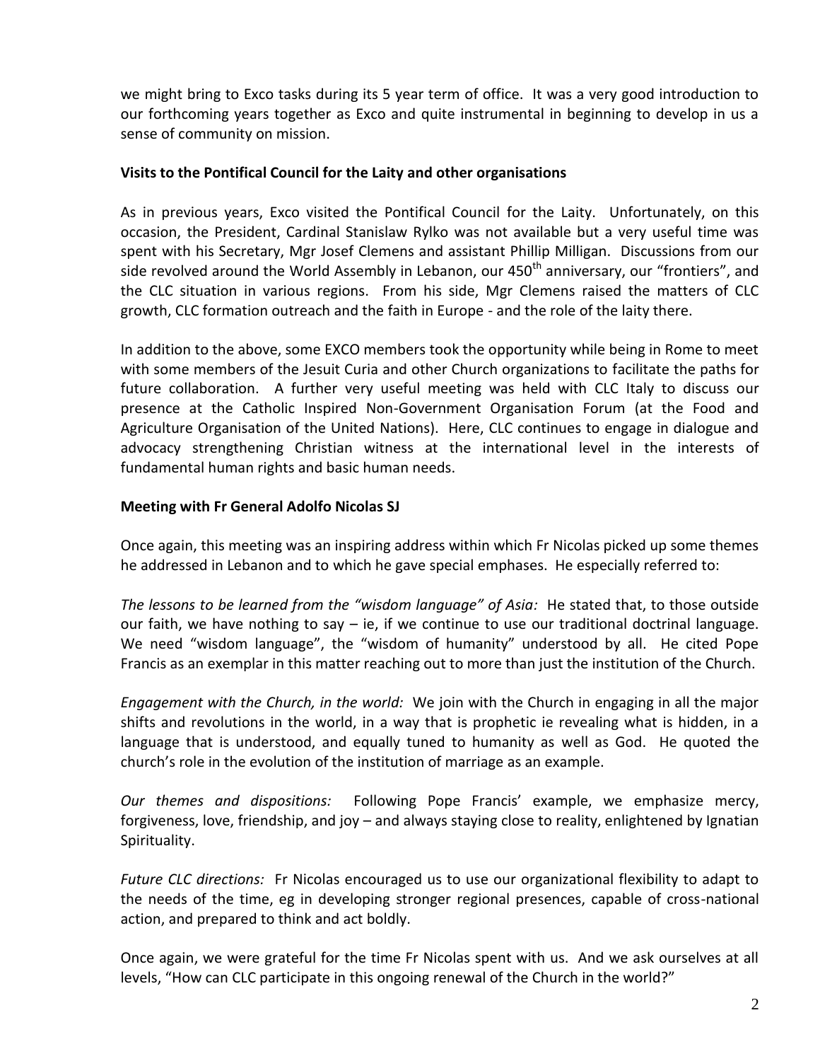we might bring to Exco tasks during its 5 year term of office. It was a very good introduction to our forthcoming years together as Exco and quite instrumental in beginning to develop in us a sense of community on mission.

**Visits to the Pontifical Council for the Laity and other organisations**

As in previous years, Exco visited the Pontifical Council for the Laity. Unfortunately, on this occasion, the President, Cardinal Stanislaw Rylko was not available but a very useful time was spent with his Secretary, Mgr Josef Clemens and assistant Phillip Milligan. Discussions from our side revolved around the World Assembly in Lebanon, our 450th anniversary, our "frontiers", and the CLC situation in various regions. From his side, Mgr Clemens raised the matters of CLC growth, CLC formation outreach and the faith in Europe - and the role of the laity there.

In addition to the above, some EXCO members took the opportunity while being in Rome to meet with some members of the Jesuit Curia and other Church organizations to facilitate the paths for future collaboration. A further very useful meeting was held with CLC Italy to discuss our presence at the Catholic Inspired Non-Government Organisation Forum (at the Food and Agriculture Organisation of the United Nations). Here, CLC continues to engage in dialogue and advocacy strengthening Christian witness at the international level in the interests of fundamental human rights and basic human needs.

**Meeting with Fr General Adolfo Nicolas SJ**

Once again, this meeting was an inspiring address within which Fr Nicolas picked up some themes he addressed in Lebanon and to which he gave special emphases. He especially referred to:

*The lessons to be learned from the "wisdom language" of Asia:* He stated that, to those outside our faith, we have nothing to say – ie, if we continue to use our traditional doctrinal language. We need "wisdom language", the "wisdom of humanity" understood by all. He cited Pope Francis as an exemplar in this matter reaching out to more than just the institution of the Church.

*Engagement with the Church, in the world:* We join with the Church in engaging in all the major shifts and revolutions in the world, in a way that is prophetic ie revealing what is hidden, in a language that is understood, and equally tuned to humanity as well as God. He quoted the church's role in the evolution of the institution of marriage as an example.

*Our themes and dispositions:* Following Pope Francis' example, we emphasize mercy, forgiveness, love, friendship, and joy – and always staying close to reality, enlightened by Ignatian Spirituality.

*Future CLC directions:* Fr Nicolas encouraged us to use our organizational flexibility to adapt to the needs of the time, eg in developing stronger regional presences, capable of cross-national action, and prepared to think and act boldly.

Once again, we were grateful for the time Fr Nicolas spent with us. And we ask ourselves at all levels, "How can CLC participate in this ongoing renewal of the Church in the world?"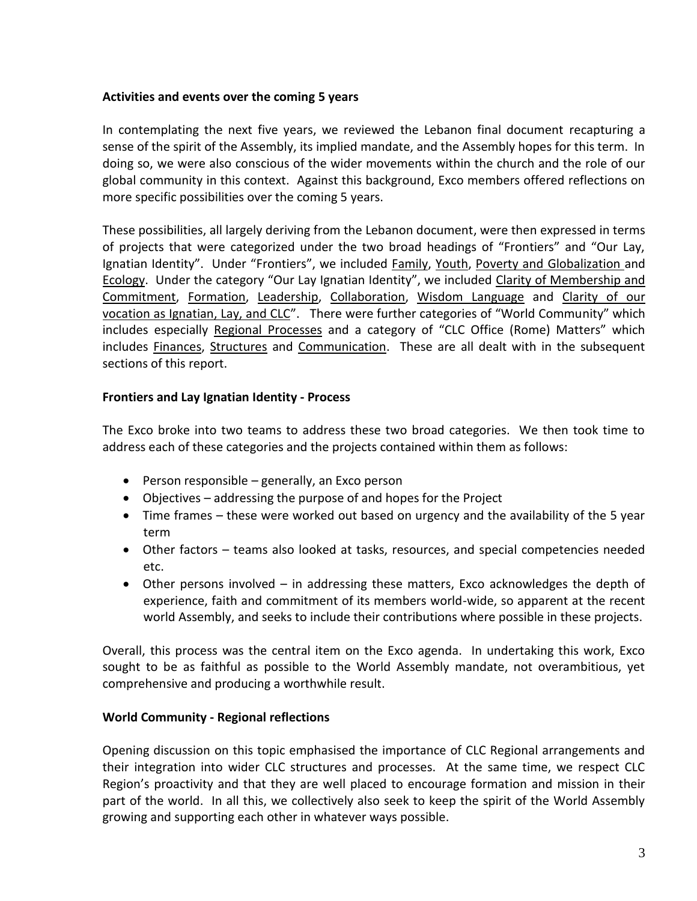**Activities and events over the coming 5 years**

In contemplating the next five years, we reviewed the Lebanon final document recapturing a sense of the spirit of the Assembly, its implied mandate, and the Assembly hopes for this term. In doing so, we were also conscious of the wider movements within the church and the role of our global community in this context. Against this background, Exco members offered reflections on more specific possibilities over the coming 5 years.

These possibilities, all largely deriving from the Lebanon document, were then expressed in terms of projects that were categorized under the two broad headings of "Frontiers" and "Our Lay, Ignatian Identity". Under "Frontiers", we included Family, Youth, Poverty and Globalization and Ecology. Under the category "Our Lay Ignatian Identity", we included Clarity of Membership and Commitment, Formation, Leadership, Collaboration, Wisdom Language and Clarity of our vocation as Ignatian, Lay, and CLC". There were further categories of "World Community" which includes especially Regional Processes and a category of "CLC Office (Rome) Matters" which includes Finances, Structures and Communication. These are all dealt with in the subsequent sections of this report.

**Frontiers and Lay Ignatian Identity - Process**

The Exco broke into two teams to address these two broad categories. We then took time to address each of these categories and the projects contained within them as follows:

- Person responsible – generally, an Exco person
- Objectives – addressing the purpose of and hopes for the Project
- Time frames – these were worked out based on urgency and the availability of the 5 year term
- Other factors – teams also looked at tasks, resources, and special competencies needed etc.
- Other persons involved – in addressing these matters, Exco acknowledges the depth of experience, faith and commitment of its members world-wide, so apparent at the recent world Assembly, and seeks to include their contributions where possible in these projects.

Overall, this process was the central item on the Exco agenda. In undertaking this work, Exco sought to be as faithful as possible to the World Assembly mandate, not overambitious, yet comprehensive and producing a worthwhile result.

**World Community - Regional reflections**

Opening discussion on this topic emphasised the importance of CLC Regional arrangements and their integration into wider CLC structures and processes. At the same time, we respect CLC Region's proactivity and that they are well placed to encourage formation and mission in their part of the world. In all this, we collectively also seek to keep the spirit of the World Assembly growing and supporting each other in whatever ways possible.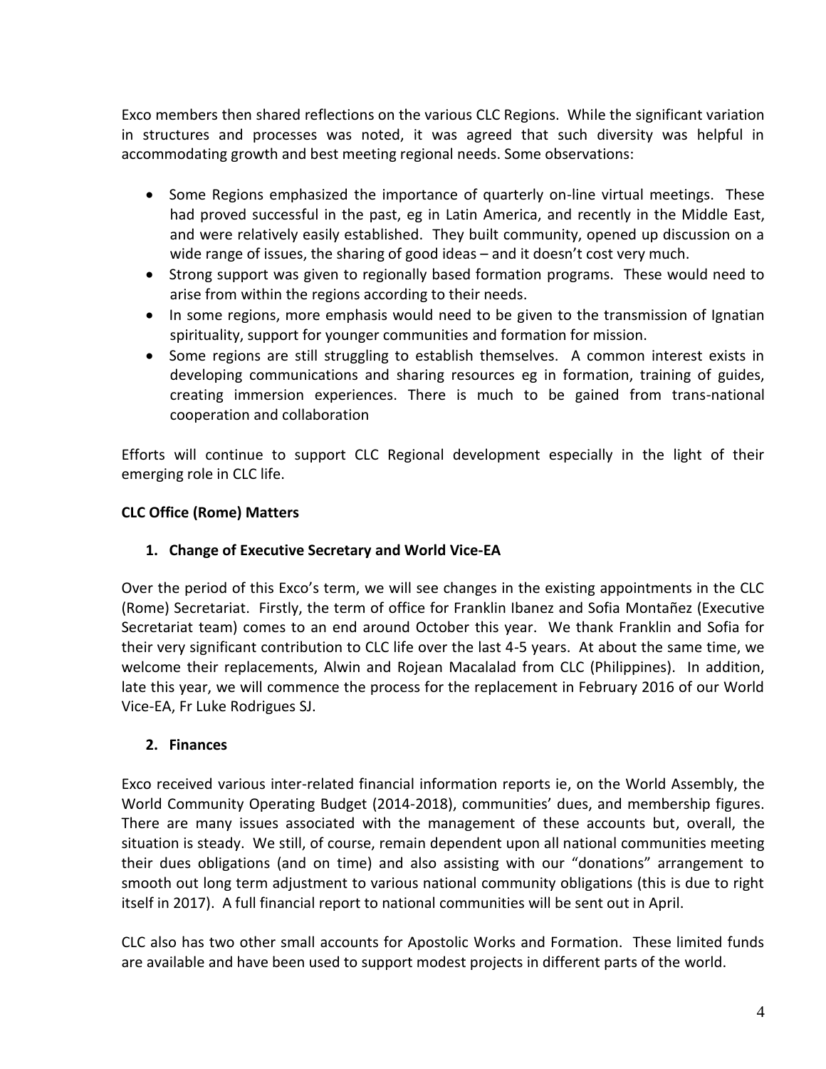Exco members then shared reflections on the various CLC Regions. While the significant variation in structures and processes was noted, it was agreed that such diversity was helpful in accommodating growth and best meeting regional needs. Some observations:

- Some Regions emphasized the importance of quarterly on-line virtual meetings. These had proved successful in the past, eg in Latin America, and recently in the Middle East, and were relatively easily established. They built community, opened up discussion on a wide range of issues, the sharing of good ideas – and it doesn't cost very much.
- Strong support was given to regionally based formation programs. These would need to arise from within the regions according to their needs.
- In some regions, more emphasis would need to be given to the transmission of Ignatian spirituality, support for younger communities and formation for mission.
- Some regions are still struggling to establish themselves. A common interest exists in developing communications and sharing resources eg in formation, training of guides, creating immersion experiences. There is much to be gained from trans-national cooperation and collaboration

Efforts will continue to support CLC Regional development especially in the light of their emerging role in CLC life.

**CLC Office (Rome) Matters**

**1. Change of Executive Secretary and World Vice-EA**

Over the period of this Exco's term, we will see changes in the existing appointments in the CLC (Rome) Secretariat. Firstly, the term of office for Franklin Ibanez and Sofia Montañez (Executive Secretariat team) comes to an end around October this year. We thank Franklin and Sofia for their very significant contribution to CLC life over the last 4-5 years. At about the same time, we welcome their replacements, Alwin and Rojean Macalalad from CLC (Philippines). In addition, late this year, we will commence the process for the replacement in February 2016 of our World Vice-EA, Fr Luke Rodrigues SJ.

**2. Finances**

Exco received various inter-related financial information reports ie, on the World Assembly, the World Community Operating Budget (2014-2018), communities' dues, and membership figures. There are many issues associated with the management of these accounts but, overall, the situation is steady. We still, of course, remain dependent upon all national communities meeting their dues obligations (and on time) and also assisting with our "donations" arrangement to smooth out long term adjustment to various national community obligations (this is due to right itself in 2017). A full financial report to national communities will be sent out in April.

CLC also has two other small accounts for Apostolic Works and Formation. These limited funds are available and have been used to support modest projects in different parts of the world.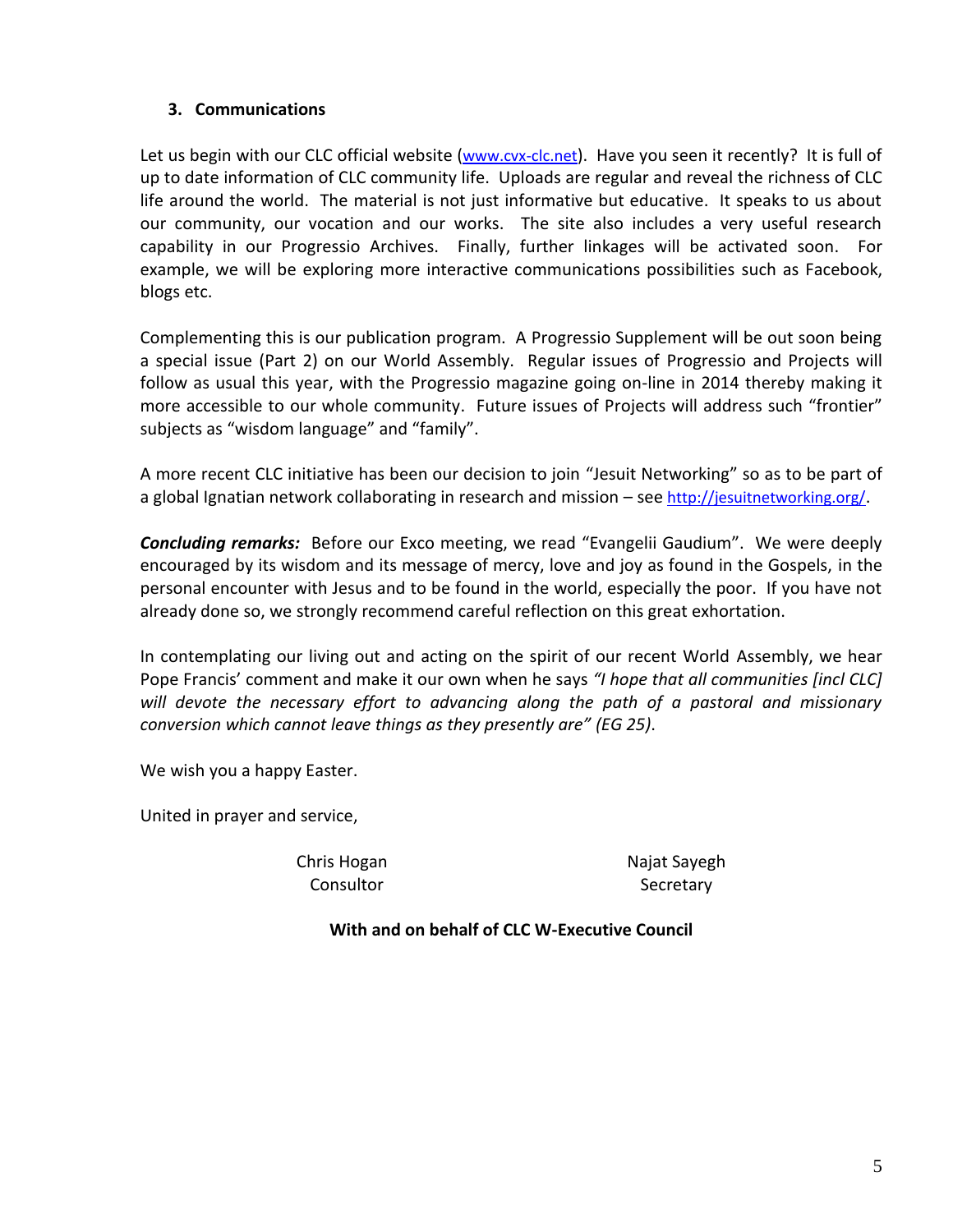### 3. Communications

Let us begin with our CLC official website (www.cvx-clc.net). Have you seen it recently? It is full of up to date information of CLC community life. Uploads are regular and reveal the richness of CLC life around the world. The material is not just informative but educative. It speaks to us about our community, our vocation and our works. The site also includes a very useful research capability in our Progressio Archives. Finally, further linkages will be activated soon. For example, we will be exploring more interactive communications possibilities such as Facebook, blogs etc.

Complementing this is our publication program. A Progressio Supplement will be out soon being a special issue (Part 2) on our World Assembly. Regular issues of Progressio and Projects will follow as usual this year, with the Progressio magazine going on-line in 2014 thereby making it more accessible to our whole community. Future issues of Projects will address such "frontier" subjects as "wisdom language" and "family".

A more recent CLC initiative has been our decision to join "Jesuit Networking" so as to be part of a global Ignatian network collaborating in research and mission – see http://jesuitnetworking.org/.

***Concluding remarks:*** Before our Exco meeting, we read "Evangelii Gaudium". We were deeply encouraged by its wisdom and its message of mercy, love and joy as found in the Gospels, in the personal encounter with Jesus and to be found in the world, especially the poor. If you have not already done so, we strongly recommend careful reflection on this great exhortation.

In contemplating our living out and acting on the spirit of our recent World Assembly, we hear Pope Francis' comment and make it our own when he says *"I hope that all communities [incl CLC] will devote the necessary effort to advancing along the path of a pastoral and missionary conversion which cannot leave things as they presently are" (EG 25).*

We wish you a happy Easter.

United in prayer and service,

Chris Hogan
Consultor

Najat Sayegh
Secretary

**With and on behalf of CLC W-Executive Council**